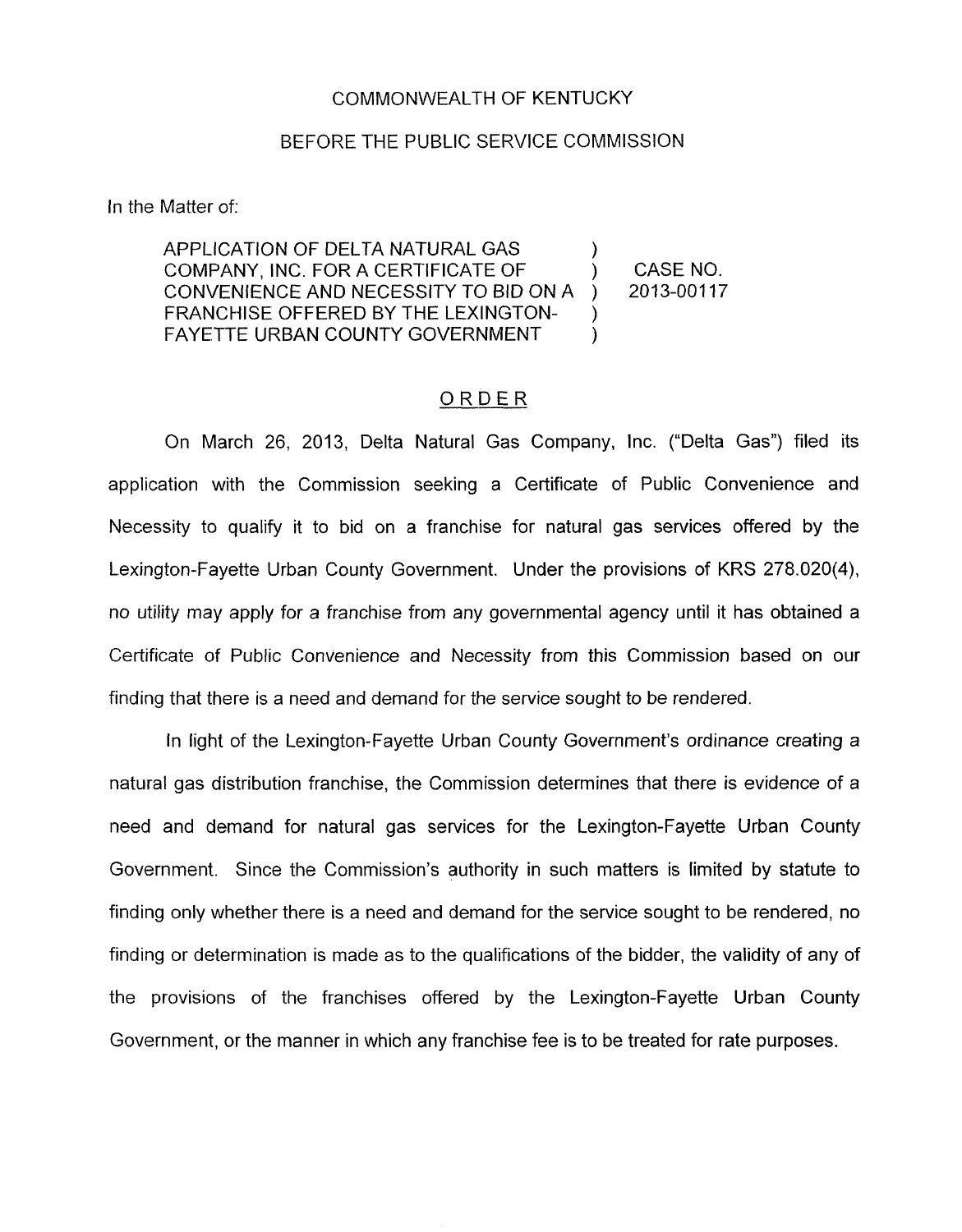COMMONWEALTH OF KENTUCKY

BEFORE THE PUBLIC SERVICE COMMISSION

In the Matter of:

| | | |
|---|---|---|
| APPLICATION OF DELTA NATURAL GAS COMPANY, INC. FOR A CERTIFICATE OF CONVENIENCE AND NECESSITY TO BID ON A FRANCHISE OFFERED BY THE LEXINGTON-FAYETTE URBAN COUNTY GOVERNMENT | ) | CASE NO. 2013-00117 |

## ORDER

On March 26, 2013, Delta Natural Gas Company, Inc. ("Delta Gas") filed its application with the Commission seeking a Certificate of Public Convenience and Necessity to qualify it to bid on a franchise for natural gas services offered by the Lexington-Fayette Urban County Government. Under the provisions of KRS 278.020(4), no utility may apply for a franchise from any governmental agency until it has obtained a Certificate of Public Convenience and Necessity from this Commission based on our finding that there is a need and demand for the service sought to be rendered.

In light of the Lexington-Fayette Urban County Government's ordinance creating a natural gas distribution franchise, the Commission determines that there is evidence of a need and demand for natural gas services for the Lexington-Fayette Urban County Government. Since the Commission's authority in such matters is limited by statute to finding only whether there is a need and demand for the service sought to be rendered, no finding or determination is made as to the qualifications of the bidder, the validity of any of the provisions of the franchises offered by the Lexington-Fayette Urban County Government, or the manner in which any franchise fee is to be treated for rate purposes.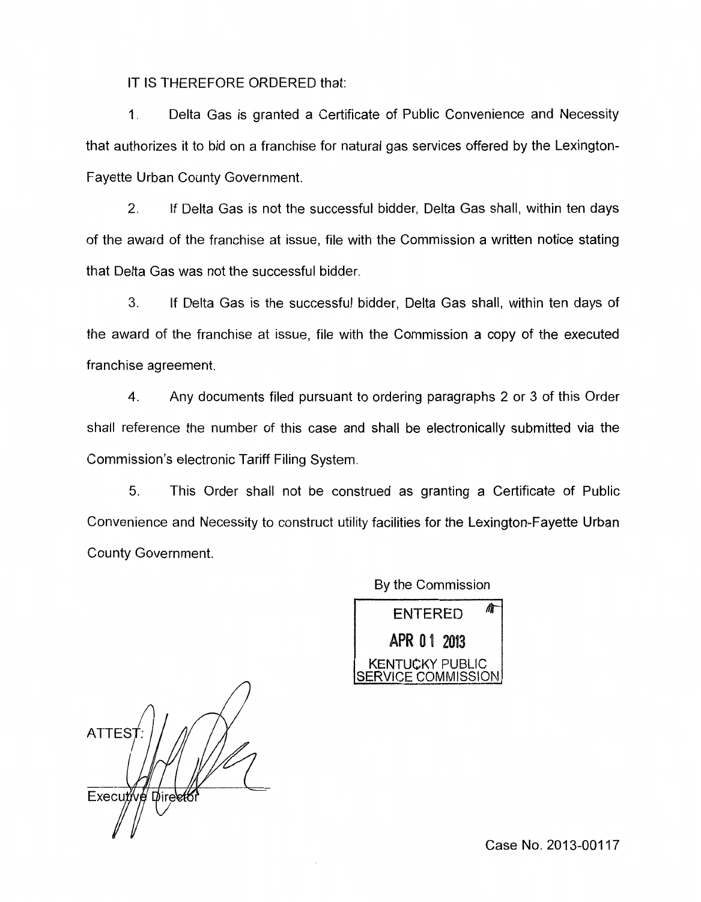IT IS THEREFORE ORDERED that:

1. Delta Gas is granted a Certificate of Public Convenience and Necessity that authorizes it to bid on a franchise for natural gas services offered by the Lexington-Fayette Urban County Government.

2. If Delta Gas is not the successful bidder, Delta Gas shall, within ten days of the award of the franchise at issue, file with the Commission a written notice stating that Delta Gas was not the successful bidder.

3. If Delta Gas is the successful bidder, Delta Gas shall, within ten days of the award of the franchise at issue, file with the Commission a copy of the executed franchise agreement.

4. Any documents filed pursuant to ordering paragraphs 2 or 3 of this Order shall reference the number of this case and shall be electronically submitted via the Commission's electronic Tariff Filing System.

5. This Order shall not be construed as granting a Certificate of Public Convenience and Necessity to construct utility facilities for the Lexington-Fayette Urban County Government.

By the Commission

ENTERED
APR 01 2013
KENTUCKY PUBLIC SERVICE COMMISSION

ATTEST:

Executive Director

Case No. 2013-00117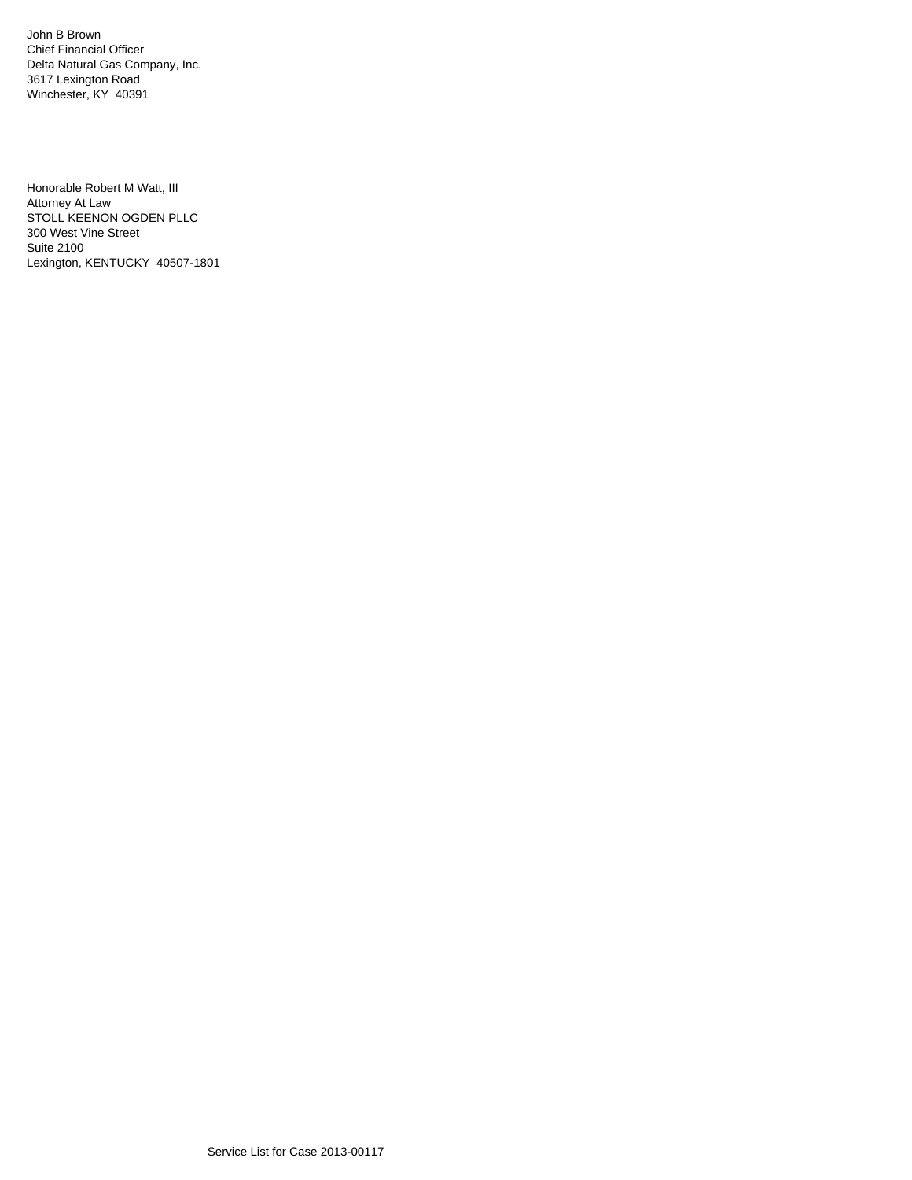John B Brown
Chief Financial Officer
Delta Natural Gas Company, Inc.
3617 Lexington Road
Winchester, KY 40391

Honorable Robert M Watt, III
Attorney At Law
STOLL KEENON OGDEN PLLC
300 West Vine Street
Suite 2100
Lexington, KENTUCKY 40507-1801

Service List for Case 2013-00117